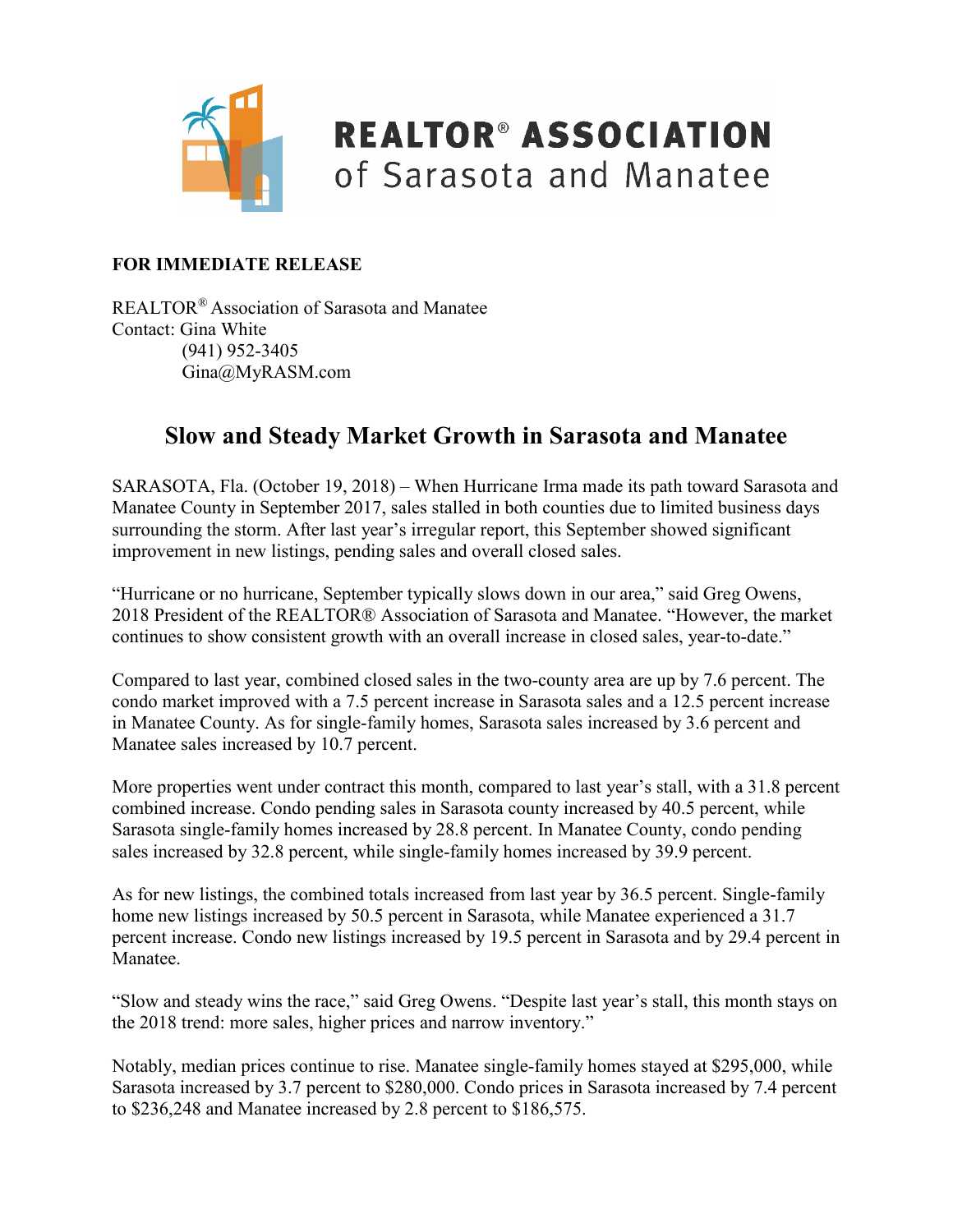**REALTOR® ASSOCIATION**
of Sarasota and Manatee

**FOR IMMEDIATE RELEASE**

REALTOR® Association of Sarasota and Manatee
Contact: Gina White
(941) 952-3405
Gina@MyRASM.com

# Slow and Steady Market Growth in Sarasota and Manatee

SARASOTA, Fla. (October 19, 2018) – When Hurricane Irma made its path toward Sarasota and Manatee County in September 2017, sales stalled in both counties due to limited business days surrounding the storm. After last year's irregular report, this September showed significant improvement in new listings, pending sales and overall closed sales.

"Hurricane or no hurricane, September typically slows down in our area," said Greg Owens, 2018 President of the REALTOR® Association of Sarasota and Manatee. "However, the market continues to show consistent growth with an overall increase in closed sales, year-to-date."

Compared to last year, combined closed sales in the two-county area are up by 7.6 percent. The condo market improved with a 7.5 percent increase in Sarasota sales and a 12.5 percent increase in Manatee County. As for single-family homes, Sarasota sales increased by 3.6 percent and Manatee sales increased by 10.7 percent.

More properties went under contract this month, compared to last year's stall, with a 31.8 percent combined increase. Condo pending sales in Sarasota county increased by 40.5 percent, while Sarasota single-family homes increased by 28.8 percent. In Manatee County, condo pending sales increased by 32.8 percent, while single-family homes increased by 39.9 percent.

As for new listings, the combined totals increased from last year by 36.5 percent. Single-family home new listings increased by 50.5 percent in Sarasota, while Manatee experienced a 31.7 percent increase. Condo new listings increased by 19.5 percent in Sarasota and by 29.4 percent in Manatee.

"Slow and steady wins the race," said Greg Owens. "Despite last year's stall, this month stays on the 2018 trend: more sales, higher prices and narrow inventory."

Notably, median prices continue to rise. Manatee single-family homes stayed at $295,000, while Sarasota increased by 3.7 percent to $280,000. Condo prices in Sarasota increased by 7.4 percent to $236,248 and Manatee increased by 2.8 percent to $186,575.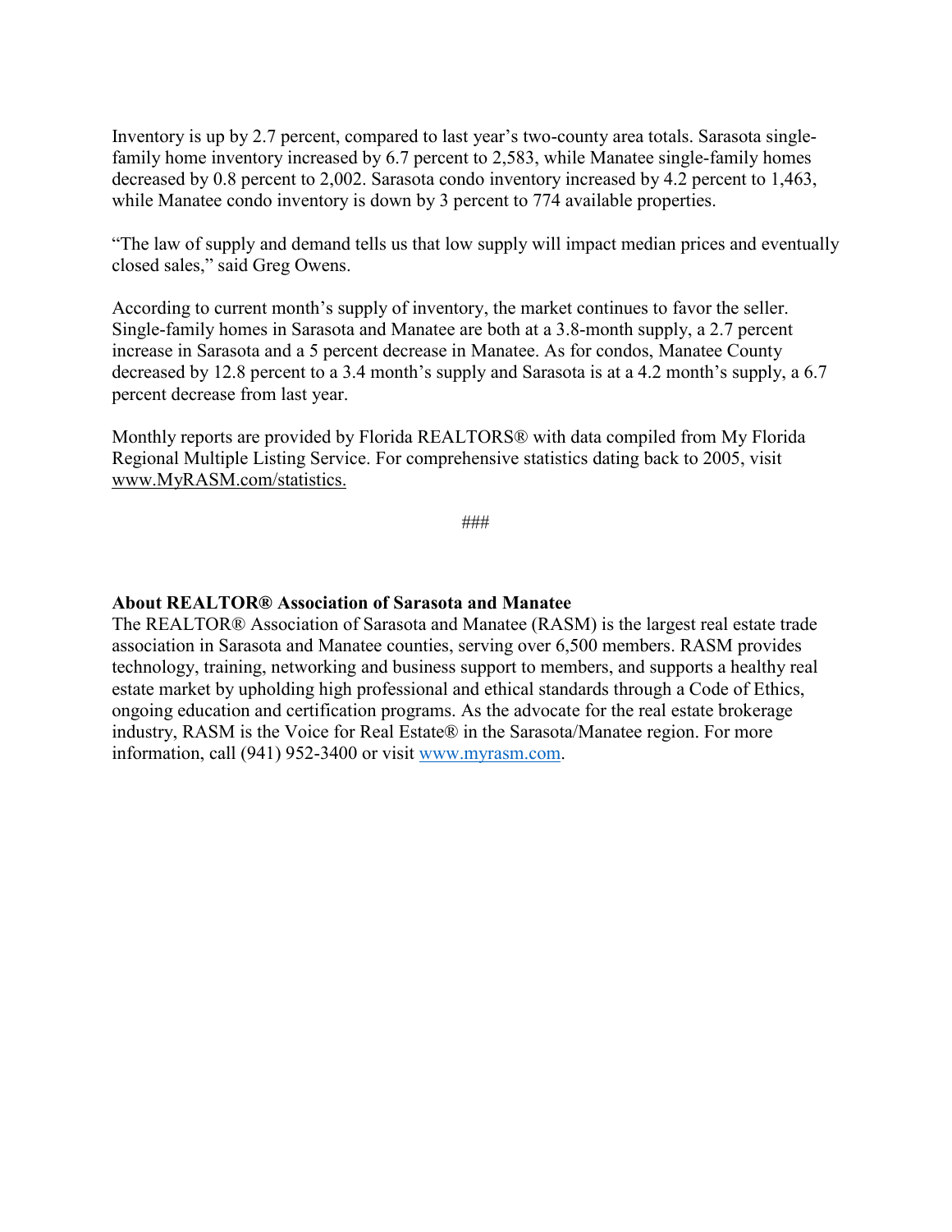Inventory is up by 2.7 percent, compared to last year's two-county area totals. Sarasota single-family home inventory increased by 6.7 percent to 2,583, while Manatee single-family homes decreased by 0.8 percent to 2,002. Sarasota condo inventory increased by 4.2 percent to 1,463, while Manatee condo inventory is down by 3 percent to 774 available properties.

"The law of supply and demand tells us that low supply will impact median prices and eventually closed sales," said Greg Owens.

According to current month's supply of inventory, the market continues to favor the seller. Single-family homes in Sarasota and Manatee are both at a 3.8-month supply, a 2.7 percent increase in Sarasota and a 5 percent decrease in Manatee. As for condos, Manatee County decreased by 12.8 percent to a 3.4 month's supply and Sarasota is at a 4.2 month's supply, a 6.7 percent decrease from last year.

Monthly reports are provided by Florida REALTORS® with data compiled from My Florida Regional Multiple Listing Service. For comprehensive statistics dating back to 2005, visit www.MyRASM.com/statistics.

###

**About REALTOR® Association of Sarasota and Manatee**

The REALTOR® Association of Sarasota and Manatee (RASM) is the largest real estate trade association in Sarasota and Manatee counties, serving over 6,500 members. RASM provides technology, training, networking and business support to members, and supports a healthy real estate market by upholding high professional and ethical standards through a Code of Ethics, ongoing education and certification programs. As the advocate for the real estate brokerage industry, RASM is the Voice for Real Estate® in the Sarasota/Manatee region. For more information, call (941) 952-3400 or visit www.myrasm.com.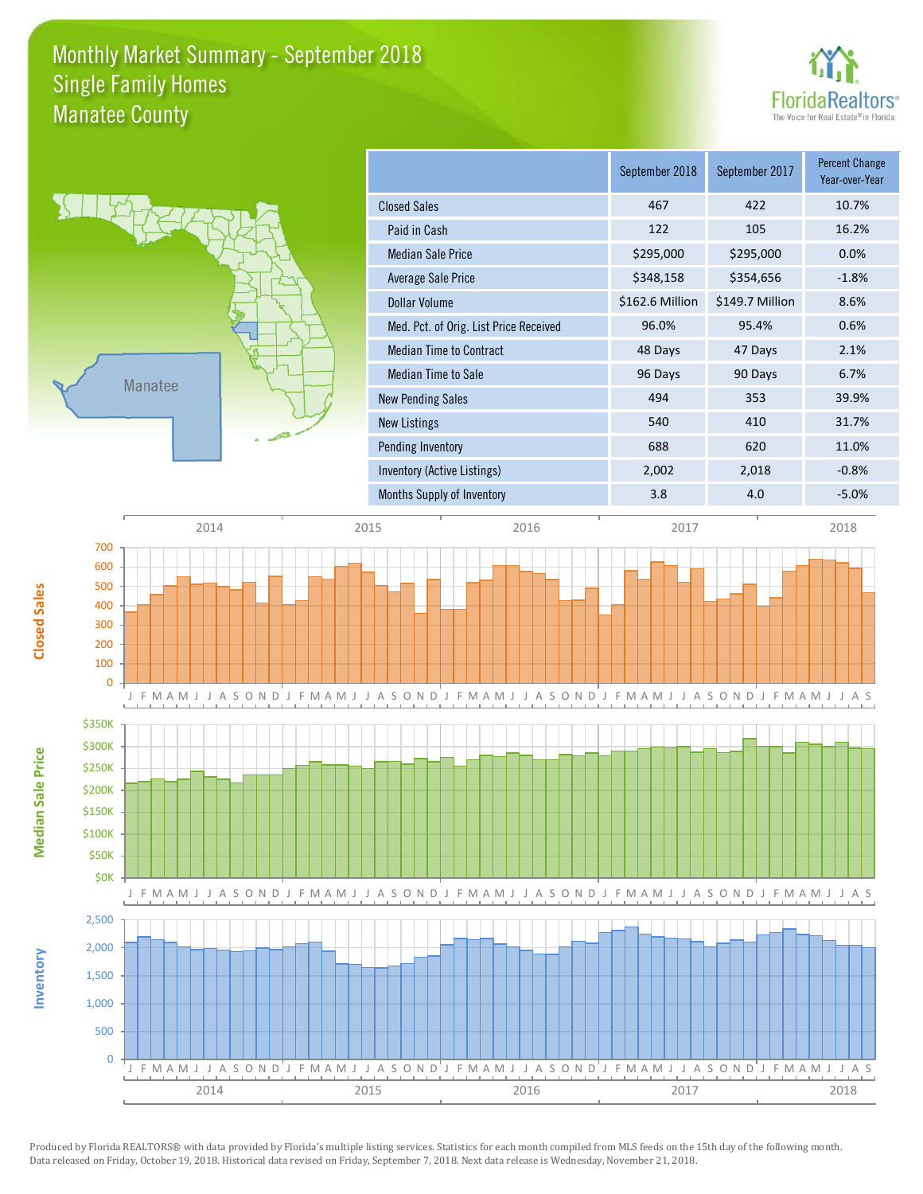# Monthly Market Summary - September 2018
## Single Family Homes
## Manatee County

| | September 2018 | September 2017 | Percent Change Year-over-Year |
|---|---|---|---|
| Closed Sales | 467 | 422 | 10.7% |
| Paid in Cash | 122 | 105 | 16.2% |
| Median Sale Price | $295,000 | $295,000 | 0.0% |
| Average Sale Price | $348,158 | $354,656 | -1.8% |
| Dollar Volume | $162.6 Million | $149.7 Million | 8.6% |
| Med. Pct. of Orig. List Price Received | 96.0% | 95.4% | 0.6% |
| Median Time to Contract | 48 Days | 47 Days | 2.1% |
| Median Time to Sale | 96 Days | 90 Days | 6.7% |
| New Pending Sales | 494 | 353 | 39.9% |
| New Listings | 540 | 410 | 31.7% |
| Pending Inventory | 688 | 620 | 11.0% |
| Inventory (Active Listings) | 2,002 | 2,018 | -0.8% |
| Months Supply of Inventory | 3.8 | 4.0 | -5.0% |

Produced by Florida REALTORS® with data provided by Florida's multiple listing services. Statistics for each month compiled from MLS feeds on the 15th day of the following month. Data released on Friday, October 19, 2018. Historical data revised on Friday, September 7, 2018. Next data release is Wednesday, November 21, 2018.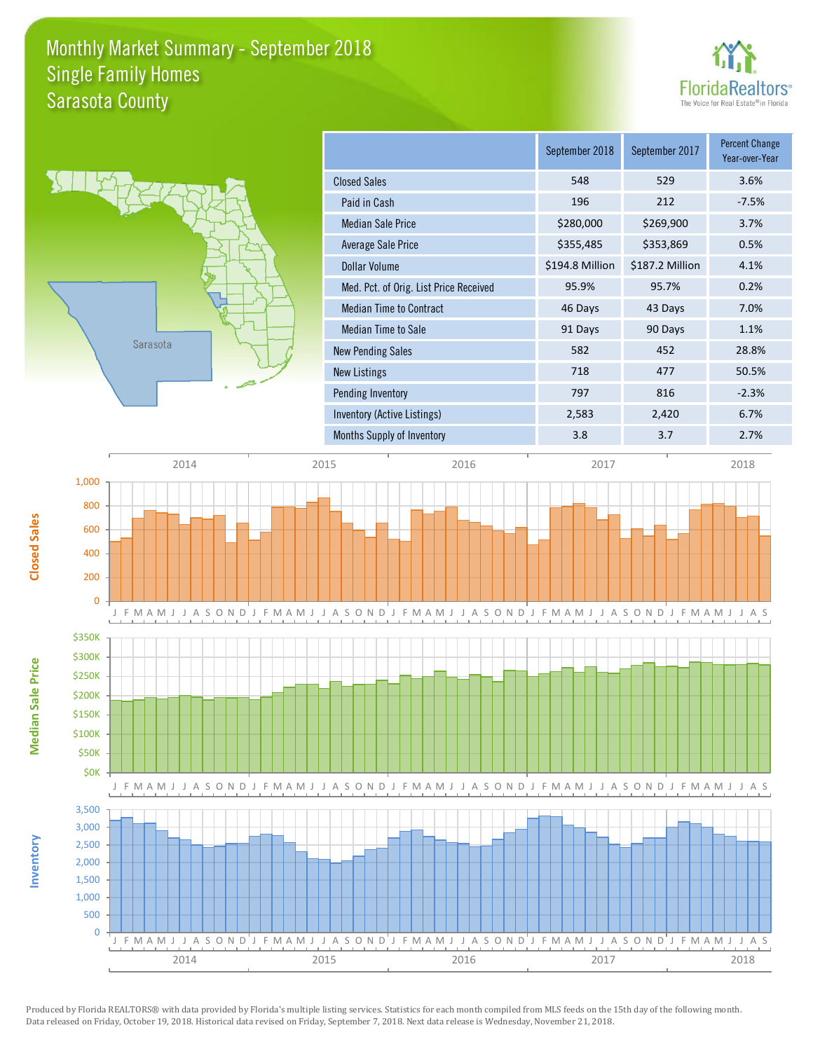# Monthly Market Summary - September 2018
## Single Family Homes
## Sarasota County

FloridaRealtors® The Voice for Real Estate® in Florida

| | September 2018 | September 2017 | Percent Change Year-over-Year |
|---|---|---|---|
| Closed Sales | 548 | 529 | 3.6% |
| Paid in Cash | 196 | 212 | -7.5% |
| Median Sale Price | $280,000 | $269,900 | 3.7% |
| Average Sale Price | $355,485 | $353,869 | 0.5% |
| Dollar Volume | $194.8 Million | $187.2 Million | 4.1% |
| Med. Pct. of Orig. List Price Received | 95.9% | 95.7% | 0.2% |
| Median Time to Contract | 46 Days | 43 Days | 7.0% |
| Median Time to Sale | 91 Days | 90 Days | 1.1% |
| New Pending Sales | 582 | 452 | 28.8% |
| New Listings | 718 | 477 | 50.5% |
| Pending Inventory | 797 | 816 | -2.3% |
| Inventory (Active Listings) | 2,583 | 2,420 | 6.7% |
| Months Supply of Inventory | 3.8 | 3.7 | 2.7% |

Produced by Florida REALTORS® with data provided by Florida's multiple listing services. Statistics for each month compiled from MLS feeds on the 15th day of the following month. Data released on Friday, October 19, 2018. Historical data revised on Friday, September 7, 2018. Next data release is Wednesday, November 21, 2018.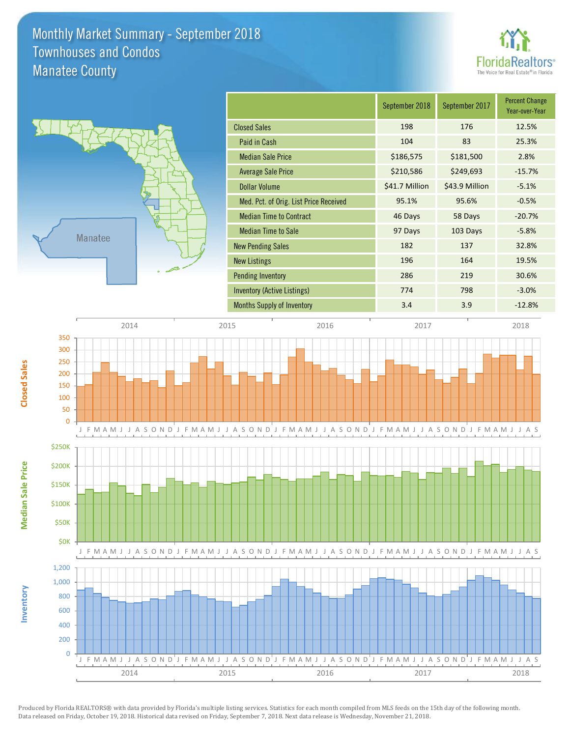# Monthly Market Summary - September 2018
## Townhouses and Condos
## Manatee County

| | September 2018 | September 2017 | Percent Change Year-over-Year |
|---|---|---|---|
| Closed Sales | 198 | 176 | 12.5% |
| Paid in Cash | 104 | 83 | 25.3% |
| Median Sale Price | $186,575 | $181,500 | 2.8% |
| Average Sale Price | $210,586 | $249,693 | -15.7% |
| Dollar Volume | $41.7 Million | $43.9 Million | -5.1% |
| Med. Pct. of Orig. List Price Received | 95.1% | 95.6% | -0.5% |
| Median Time to Contract | 46 Days | 58 Days | -20.7% |
| Median Time to Sale | 97 Days | 103 Days | -5.8% |
| New Pending Sales | 182 | 137 | 32.8% |
| New Listings | 196 | 164 | 19.5% |
| Pending Inventory | 286 | 219 | 30.6% |
| Inventory (Active Listings) | 774 | 798 | -3.0% |
| Months Supply of Inventory | 3.4 | 3.9 | -12.8% |

Produced by Florida REALTORS® with data provided by Florida's multiple listing services. Statistics for each month compiled from MLS feeds on the 15th day of the following month. Data released on Friday, October 19, 2018. Historical data revised on Friday, September 7, 2018. Next data release is Wednesday, November 21, 2018.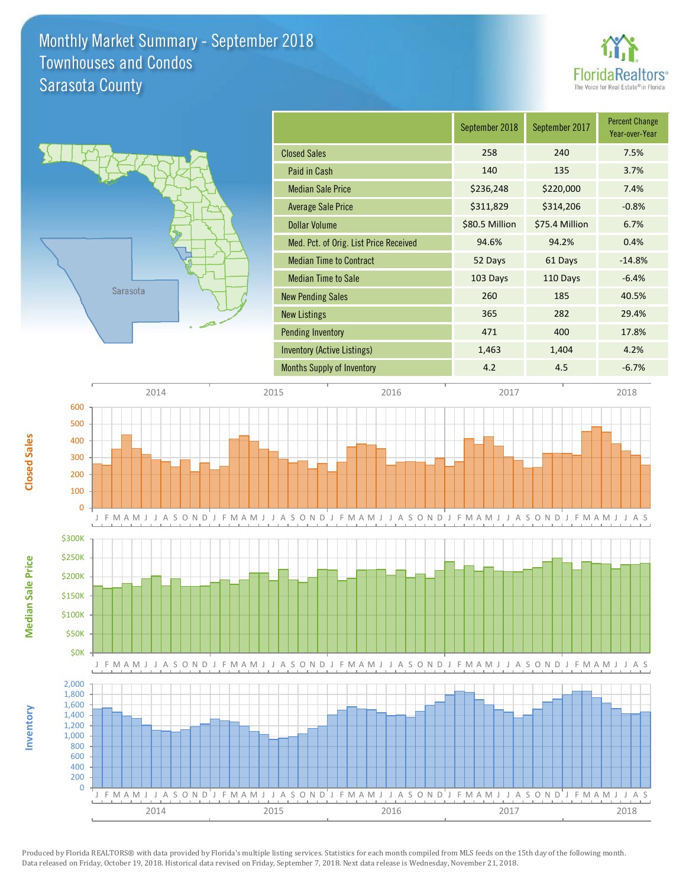# Monthly Market Summary - September 2018
## Townhouses and Condos
## Sarasota County

| | September 2018 | September 2017 | Percent Change Year-over-Year |
|---|---|---|---|
| Closed Sales | 258 | 240 | 7.5% |
| Paid in Cash | 140 | 135 | 3.7% |
| Median Sale Price | $236,248 | $220,000 | 7.4% |
| Average Sale Price | $311,829 | $314,206 | -0.8% |
| Dollar Volume | $80.5 Million | $75.4 Million | 6.7% |
| Med. Pct. of Orig. List Price Received | 94.6% | 94.2% | 0.4% |
| Median Time to Contract | 52 Days | 61 Days | -14.8% |
| Median Time to Sale | 103 Days | 110 Days | -6.4% |
| New Pending Sales | 260 | 185 | 40.5% |
| New Listings | 365 | 282 | 29.4% |
| Pending Inventory | 471 | 400 | 17.8% |
| Inventory (Active Listings) | 1,463 | 1,404 | 4.2% |
| Months Supply of Inventory | 4.2 | 4.5 | -6.7% |

Produced by Florida REALTORS® with data provided by Florida's multiple listing services. Statistics for each month compiled from MLS feeds on the 15th day of the following month. Data released on Friday, October 19, 2018. Historical data revised on Friday, September 7, 2018. Next data release is Wednesday, November 21, 2018.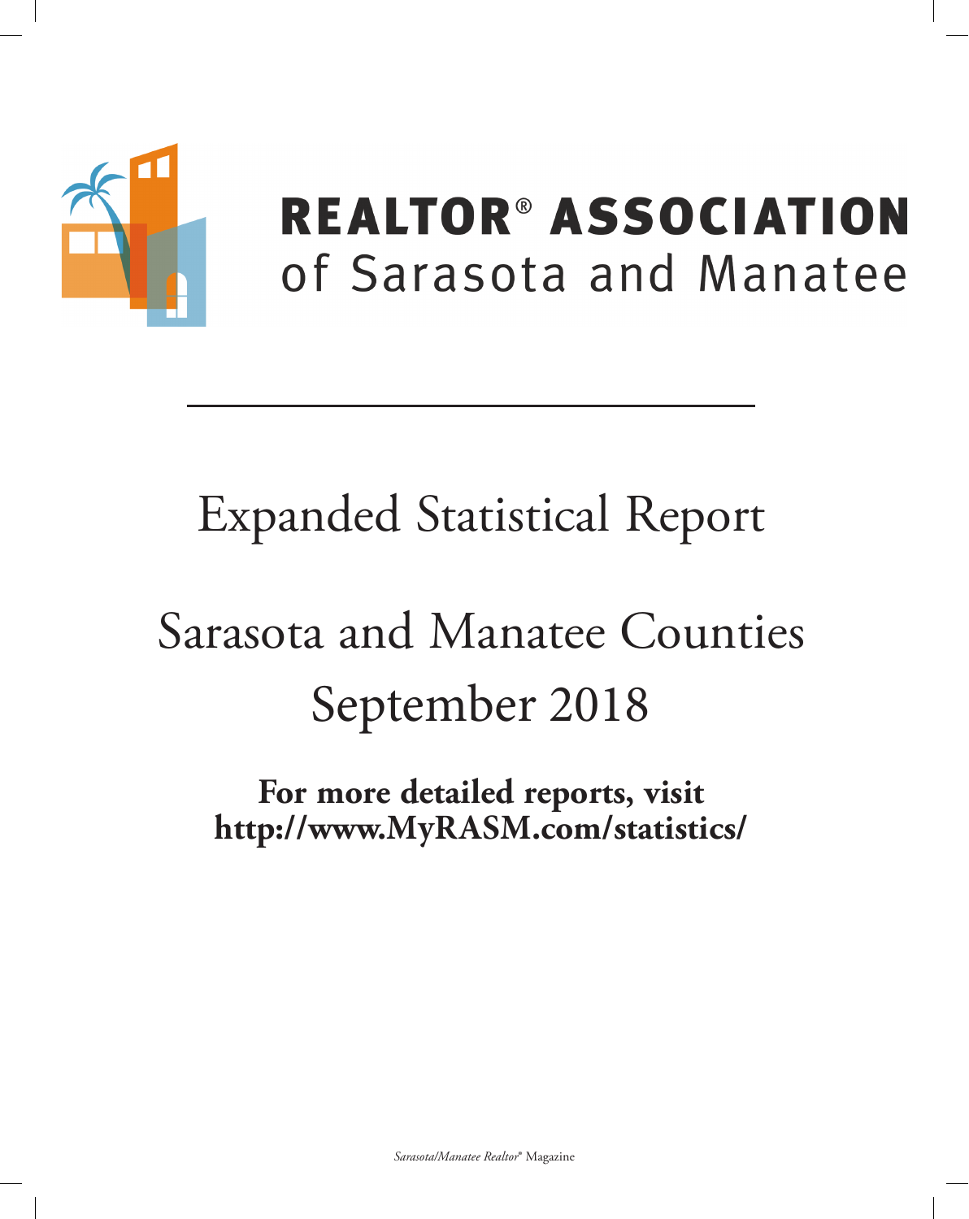**REALTOR® ASSOCIATION**
of Sarasota and Manatee

# Expanded Statistical Report

## Sarasota and Manatee Counties
## September 2018

**For more detailed reports, visit**
**http://www.MyRASM.com/statistics/**

*Sarasota/Manatee Realtor®* Magazine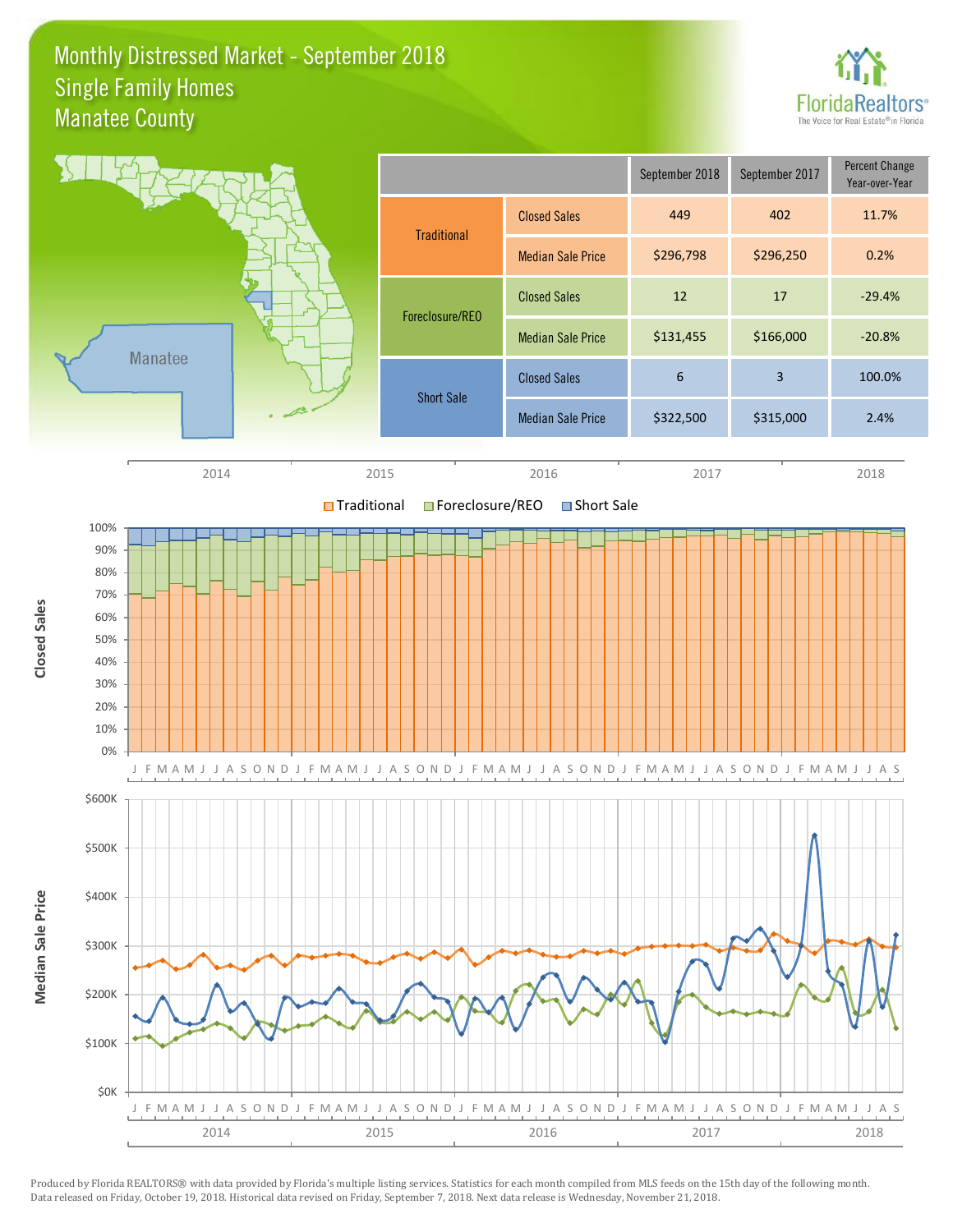# Monthly Distressed Market - September 2018
## Single Family Homes
## Manatee County

|  |  | September 2018 | September 2017 | Percent Change Year-over-Year |
|---|---|---|---|---|
| Traditional | Closed Sales | 449 | 402 | 11.7% |
|  | Median Sale Price | $296,798 | $296,250 | 0.2% |
| Foreclosure/REO | Closed Sales | 12 | 17 | -29.4% |
|  | Median Sale Price | $131,455 | $166,000 | -20.8% |
| Short Sale | Closed Sales | 6 | 3 | 100.0% |
|  | Median Sale Price | $322,500 | $315,000 | 2.4% |

Produced by Florida REALTORS® with data provided by Florida's multiple listing services. Statistics for each month compiled from MLS feeds on the 15th day of the following month. Data released on Friday, October 19, 2018. Historical data revised on Friday, September 7, 2018. Next data release is Wednesday, November 21, 2018.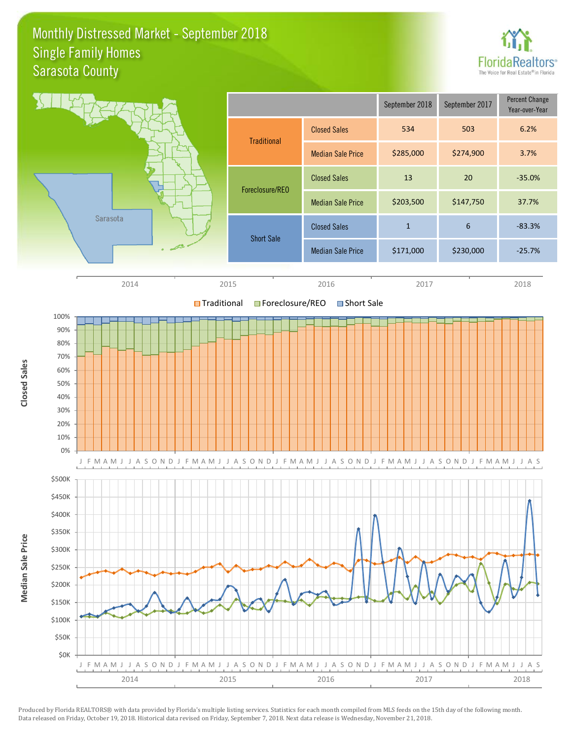# Monthly Distressed Market - September 2018
## Single Family Homes
## Sarasota County

| | | September 2018 | September 2017 | Percent Change Year-over-Year |
|---|---|---|---|---|
| Traditional | Closed Sales | 534 | 503 | 6.2% |
| | Median Sale Price | $285,000 | $274,900 | 3.7% |
| Foreclosure/REO | Closed Sales | 13 | 20 | -35.0% |
| | Median Sale Price | $203,500 | $147,750 | 37.7% |
| Short Sale | Closed Sales | 1 | 6 | -83.3% |
| | Median Sale Price | $171,000 | $230,000 | -25.7% |

Produced by Florida REALTORS® with data provided by Florida's multiple listing services. Statistics for each month compiled from MLS feeds on the 15th day of the following month. Data released on Friday, October 19, 2018. Historical data revised on Friday, September 7, 2018. Next data release is Wednesday, November 21, 2018.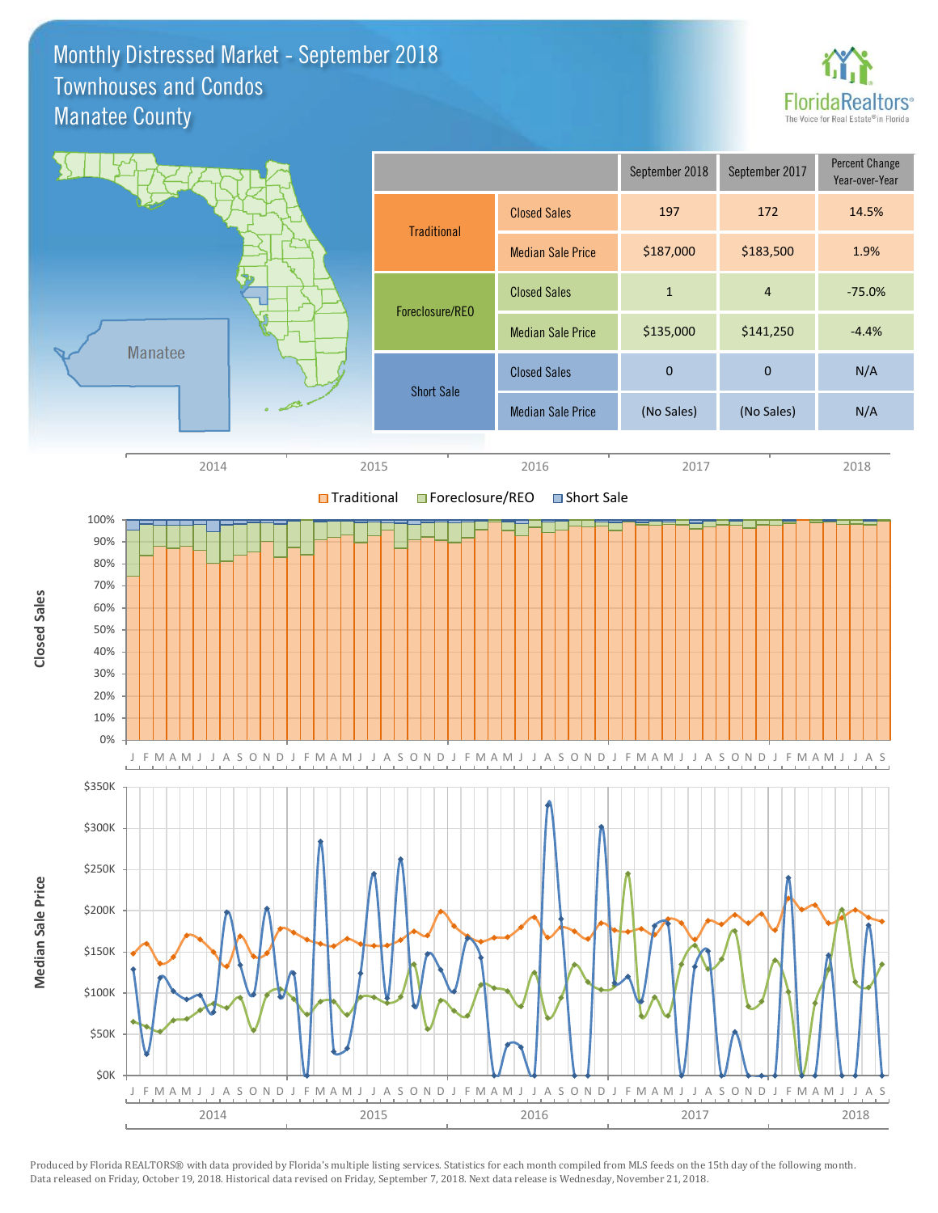# Monthly Distressed Market - September 2018
## Townhouses and Condos
## Manatee County

| | | September 2018 | September 2017 | Percent Change Year-over-Year |
|---|---|---|---|---|
| Traditional | Closed Sales | 197 | 172 | 14.5% |
| | Median Sale Price | $187,000 | $183,500 | 1.9% |
| Foreclosure/REO | Closed Sales | 1 | 4 | -75.0% |
| | Median Sale Price | $135,000 | $141,250 | -4.4% |
| Short Sale | Closed Sales | 0 | 0 | N/A |
| | Median Sale Price | (No Sales) | (No Sales) | N/A |

Produced by Florida REALTORS® with data provided by Florida's multiple listing services. Statistics for each month compiled from MLS feeds on the 15th day of the following month. Data released on Friday, October 19, 2018. Historical data revised on Friday, September 7, 2018. Next data release is Wednesday, November 21, 2018.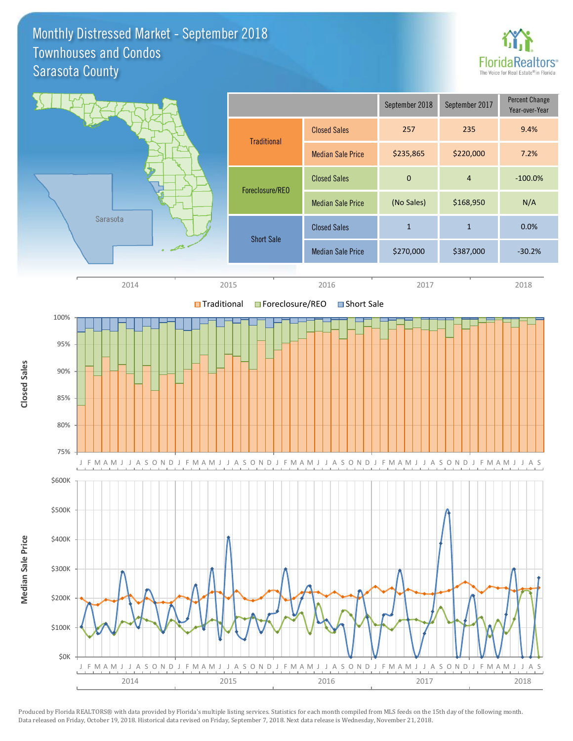# Monthly Distressed Market - September 2018
## Townhouses and Condos
## Sarasota County

FloridaRealtors® The Voice for Real Estate® in Florida

Sarasota

| | | September 2018 | September 2017 | Percent Change Year-over-Year |
|---|---|---|---|---|
| Traditional | Closed Sales | 257 | 235 | 9.4% |
| | Median Sale Price | $235,865 | $220,000 | 7.2% |
| Foreclosure/REO | Closed Sales | 0 | 4 | -100.0% |
| | Median Sale Price | (No Sales) | $168,950 | N/A |
| Short Sale | Closed Sales | 1 | 1 | 0.0% |
| | Median Sale Price | $270,000 | $387,000 | -30.2% |

2014 2015 2016 2017 2018

Traditional Foreclosure/REO Short Sale

Closed Sales

100% 95% 90% 85% 80% 75%

J F M A M J J A S O N D J F M A M J J A S O N D J F M A M J J A S O N D J F M A M J J A S O N D J F M A M J J A S

Median Sale Price

$600K $500K $400K $300K $200K $100K $0K

J F M A M J J A S O N D J F M A M J J A S O N D J F M A M J J A S O N D J F M A M J J A S O N D J F M A M J J A S

2014 2015 2016 2017 2018

Produced by Florida REALTORS® with data provided by Florida's multiple listing services. Statistics for each month compiled from MLS feeds on the 15th day of the following month. Data released on Friday, October 19, 2018. Historical data revised on Friday, September 7, 2018. Next data release is Wednesday, November 21, 2018.